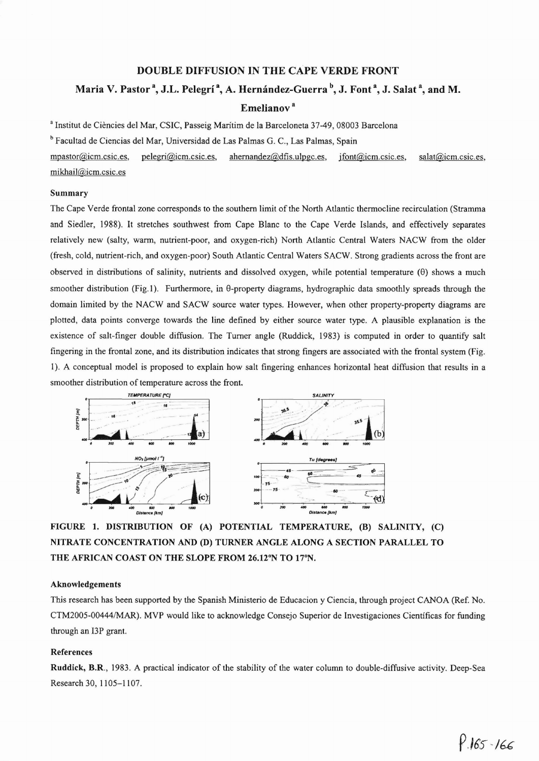# DOUBLE DIFFUSION IN THE CAPE VERDE FRONT

## Maria V. Pastor[a], J.L. Pelegrí[a], A. Hernández-Guerra[b], J. Font[a], J. Salat[a], and M. Emelianov[a]

[a] Institut de Ciències del Mar, CSIC, Passeig Marítim de la Barceloneta 37-49, 08003 Barcelona

[b] Facultad de Ciencias del Mar, Universidad de Las Palmas G. C., Las Palmas, Spain

mpastor@icm.csic.es, pelegri@icm.csic.es, ahernandez@dfis.ulpgc.es, jfont@icm.csic.es, salat@icm.csic.es, mikhail@icm.csic.es

### Summary

The Cape Verde frontal zone corresponds to the southern limit of the North Atlantic thermocline recirculation (Stramma and Siedler, 1988). It stretches southwest from Cape Blanc to the Cape Verde Islands, and effectively separates relatively new (salty, warm, nutrient-poor, and oxygen-rich) North Atlantic Central Waters NACW from the older (fresh, cold, nutrient-rich, and oxygen-poor) South Atlantic Central Waters SACW. Strong gradients across the front are observed in distributions of salinity, nutrients and dissolved oxygen, while potential temperature ($\theta$) shows a much smoother distribution (Fig.1). Furthermore, in $\theta$-property diagrams, hydrographic data smoothly spreads through the domain limited by the NACW and SACW source water types. However, when other property-property diagrams are plotted, data points converge towards the line defined by either source water type. A plausible explanation is the existence of salt-finger double diffusion. The Turner angle (Ruddick, 1983) is computed in order to quantify salt fingering in the frontal zone, and its distribution indicates that strong fingers are associated with the frontal system (Fig. 1). A conceptual model is proposed to explain how salt fingering enhances horizontal heat diffusion that results in a smoother distribution of temperature across the front.

**FIGURE 1. DISTRIBUTION OF (A) POTENTIAL TEMPERATURE, (B) SALINITY, (C) NITRATE CONCENTRATION AND (D) TURNER ANGLE ALONG A SECTION PARALLEL TO THE AFRICAN COAST ON THE SLOPE FROM 26.12ºN TO 17ºN.**

### Aknowledgements

This research has been supported by the Spanish Ministerio de Educacion y Ciencia, through project CANOA (Ref. No. CTM2005-00444/MAR). MVP would like to acknowledge Consejo Superior de Investigaciones Científicas for funding through an I3P grant.

### References

**Ruddick, B.R.**, 1983. A practical indicator of the stability of the water column to double-diffusive activity. Deep-Sea Research 30, 1105–1107.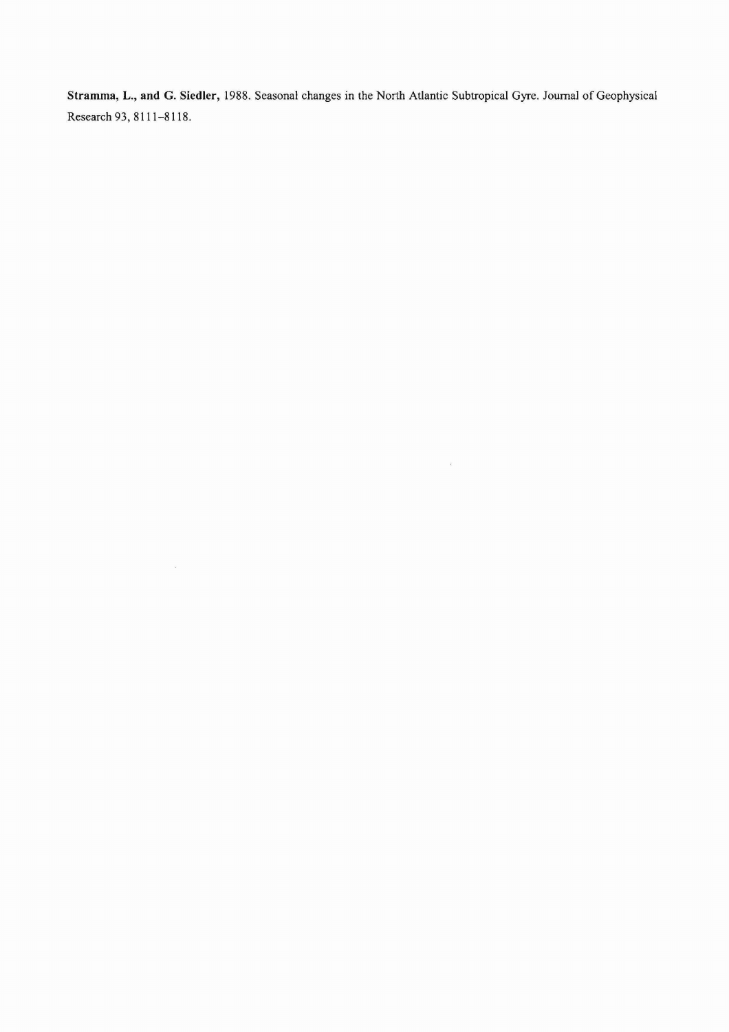**Stramma, L., and G. Siedler,** 1988. Seasonal changes in the North Atlantic Subtropical Gyre. Journal of Geophysical Research 93, 8111–8118.